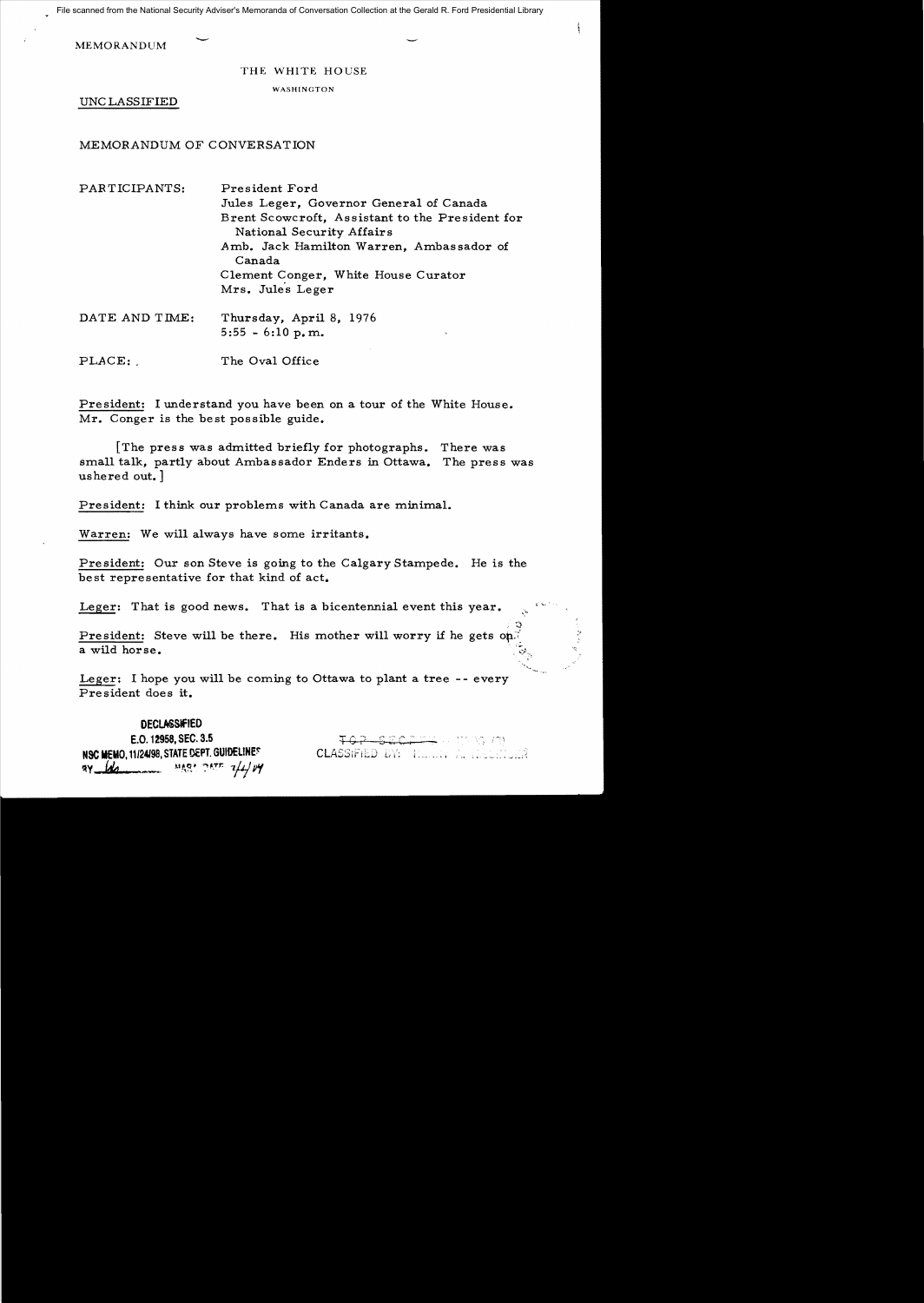File scanned from the National Security Adviser's Memoranda of Conversation Collection at the Gerald R. Ford Presidential Library

MEMORANDUM

THE WHITE HOUSE

WASHINGTON

UNCLASSIFIED

MEMORANDUM OF CONVERSATION

PARTICIPANTS: President Ford
Jules Leger, Governor General of Canada
Brent Scowcroft, Assistant to the President for National Security Affairs
Amb. Jack Hamilton Warren, Ambassador of Canada
Clement Conger, White House Curator
Mrs. Jules Leger

DATE AND TIME: Thursday, April 8, 1976
5:55 - 6:10 p.m.

PLACE: The Oval Office

President: I understand you have been on a tour of the White House. Mr. Conger is the best possible guide.

[The press was admitted briefly for photographs. There was small talk, partly about Ambassador Enders in Ottawa. The press was ushered out.]

President: I think our problems with Canada are minimal.

Warren: We will always have some irritants.

President: Our son Steve is going to the Calgary Stampede. He is the best representative for that kind of act.

Leger: That is good news. That is a bicentennial event this year.

President: Steve will be there. His mother will worry if he gets on a wild horse.

Leger: I hope you will be coming to Ottawa to plant a tree -- every President does it.

DECLASSIFIED
E.O. 12958, SEC. 3.5
NSC MEMO, 11/24/98, STATE DEPT. GUIDELINES
BY [illegible] NARA DATE 7/4/04

TOP SECRET
CLASSIFIED BY: [illegible]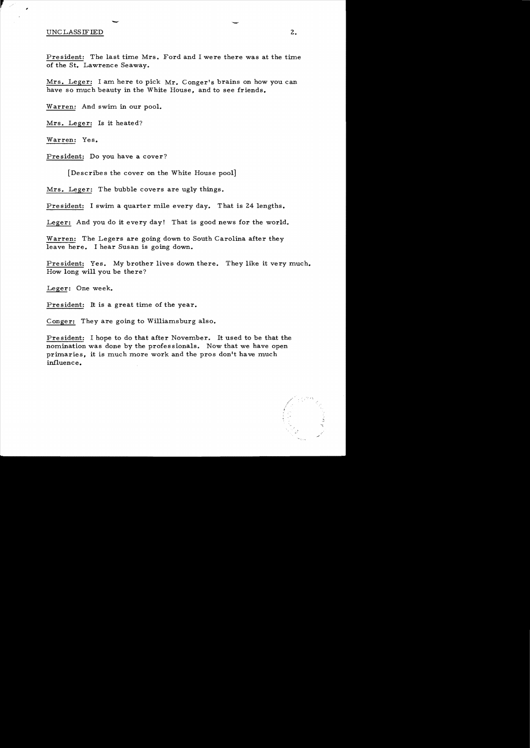UNCLASSIFIED

President: The last time Mrs. Ford and I were there was at the time of the St. Lawrence Seaway.

Mrs. Leger: I am here to pick Mr. Conger's brains on how you can have so much beauty in the White House, and to see friends.

Warren: And swim in our pool.

Mrs. Leger: Is it heated?

Warren: Yes.

President: Do you have a cover?

[Describes the cover on the White House pool]

Mrs. Leger: The bubble covers are ugly things.

President: I swim a quarter mile every day. That is 24 lengths.

Leger: And you do it every day! That is good news for the world.

Warren: The Legers are going down to South Carolina after they leave here. I hear Susan is going down.

President: Yes. My brother lives down there. They like it very much. How long will you be there?

Leger: One week.

President: It is a great time of the year.

Conger: They are going to Williamsburg also.

President: I hope to do that after November. It used to be that the nomination was done by the professionals. Now that we have open primaries, it is much more work and the pros don't have much influence.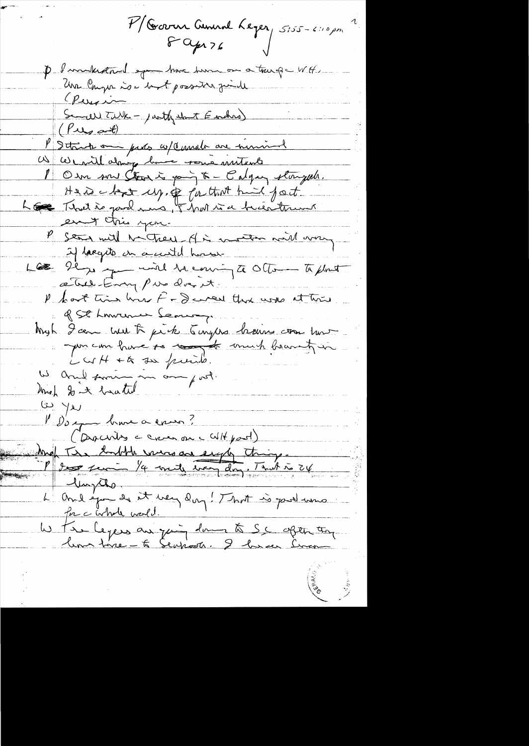P/Governor General Leger, 5:55 – 6:10 pm
8 Apr 76

P I understand you have been on a tour of WH. Mrs. Ford is a best possible guide.
(Press in
Small talk – partly about Embassy)
(Press out)

P I think our probs w/Canada are minimal

W We will always have some irritants

P Our son Steve is going to Calgary stampede. He is a bit cty. for that kind of act.

L That is good news. That is a bicentennial event this year.

P Steve will be there. His mother will worry if he gets in accident here.

L I hope you will be coming to Ottawa to plant a tree. Every Pres does it.

P Last time here F – I recall there was at time of St Lawrence Seaway.

Mrs L I came here to pick tulips. Bring one home you can have so much beauty in WH + to see friends.

W And snow in our part.

Mrs L It is beautiful

W Yes

P Do you have a cover?
(Describes a cover on WH part)

Mrs L The little ones are empty thing.

P I swim 1/4 mile every day. That is 24 lengths.

L And you do it every day! That is good news for whole world.

W The Legers are going down to SC after they leave here – to Seabrook. I have been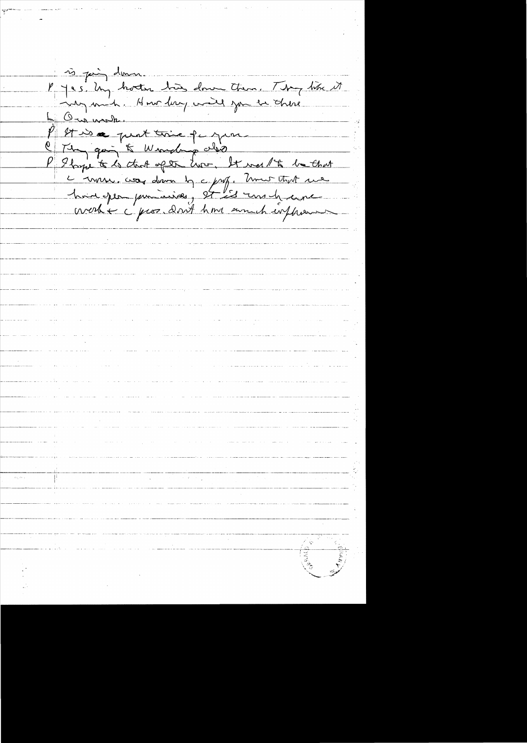is going down.

P Yes. My brother has been there. They like it very much. How long will you be there

L One week.

P It is a great time for you

L They going to Wimbledon also

P I hope to do that after [illegible]. It was [illegible] to be that

c [illegible] was done by c prof. [illegible] that we have open [illegible], it is much more work + c pros. don't have much influence